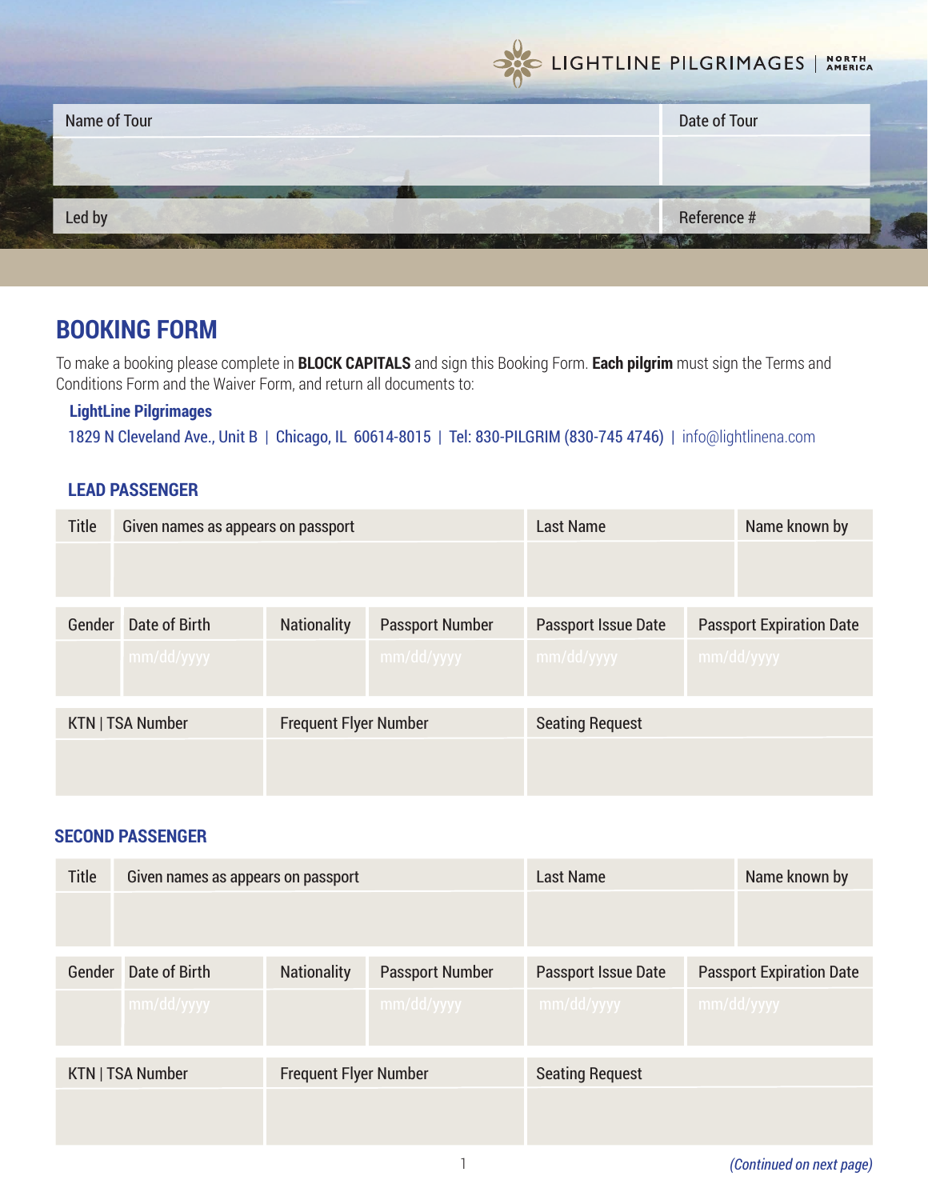LIGHTLINE PILGRIMAGES | NORTH AMERICA

| Name of Tour | Date of Tour |
|---|---|
| | |
| **Led by** | **Reference #** |

# BOOKING FORM

To make a booking please complete in **BLOCK CAPITALS** and sign this Booking Form. **Each pilgrim** must sign the Terms and Conditions Form and the Waiver Form, and return all documents to:

**LightLine Pilgrimages**
1829 N Cleveland Ave., Unit B | Chicago, IL 60614-8015 | Tel: 830-PILGRIM (830-745 4746) | info@lightlinena.com

## LEAD PASSENGER

| Title | Given names as appears on passport | Last Name | Name known by |
|---|---|---|---|
| | | | |

| Gender | Date of Birth | Nationality | Passport Number | Passport Issue Date | Passport Expiration Date |
|---|---|---|---|---|---|
| | mm/dd/yyyy | | mm/dd/yyyy | mm/dd/yyyy | mm/dd/yyyy |

| KTN \| TSA Number | Frequent Flyer Number | Seating Request |
|---|---|---|
| | | |

## SECOND PASSENGER

| Title | Given names as appears on passport | Last Name | Name known by |
|---|---|---|---|
| | | | |

| Gender | Date of Birth | Nationality | Passport Number | Passport Issue Date | Passport Expiration Date |
|---|---|---|---|---|---|
| | mm/dd/yyyy | | mm/dd/yyyy | mm/dd/yyyy | mm/dd/yyyy |

| KTN \| TSA Number | Frequent Flyer Number | Seating Request |
|---|---|---|
| | | |

*(Continued on next page)*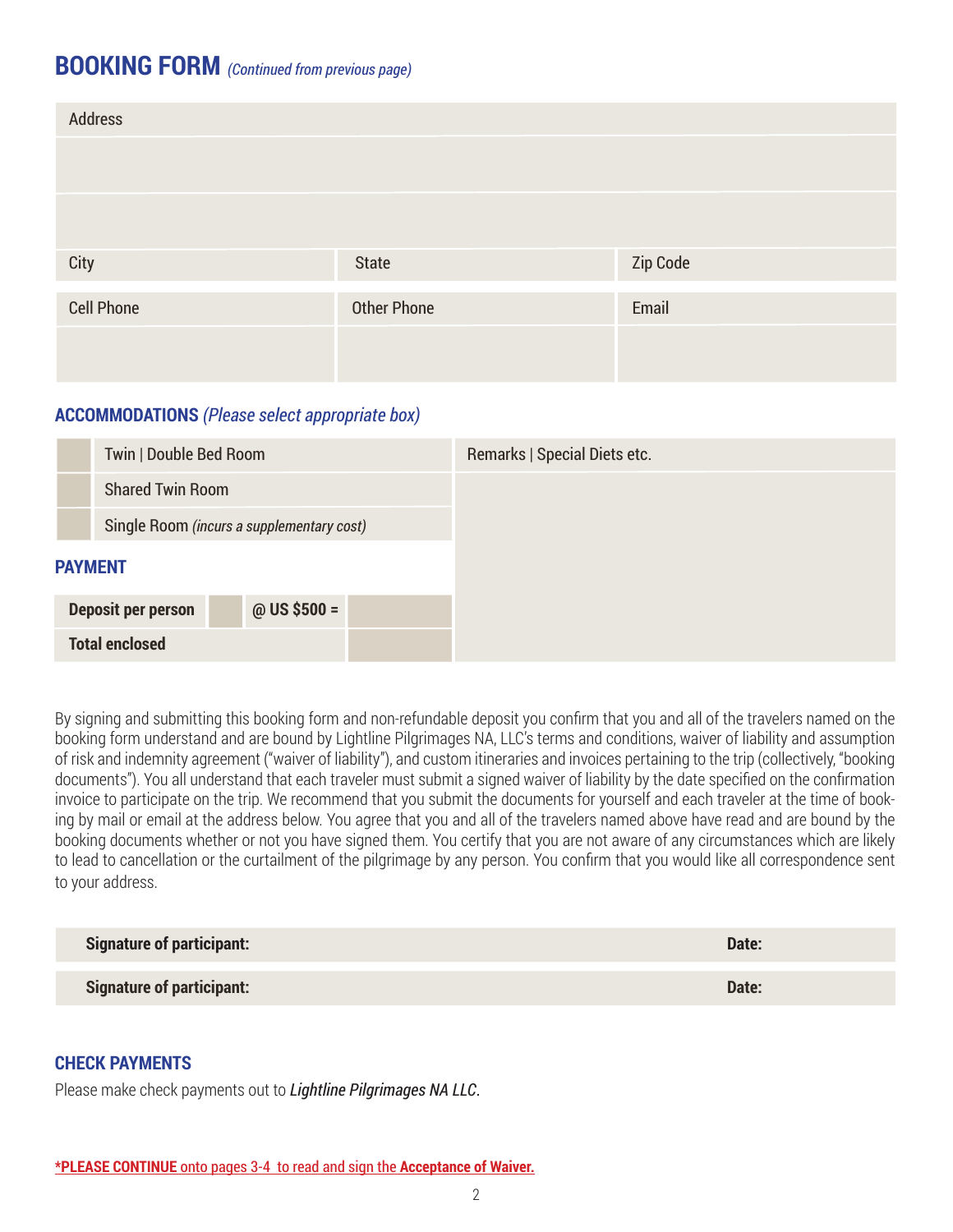# BOOKING FORM *(Continued from previous page)*

| | | |
|---|---|---|
| Address | | |
| | | |
| | | |
| City | State | Zip Code |
| Cell Phone | Other Phone | Email |
| | | |

## ACCOMMODATIONS *(Please select appropriate box)*

| | | |
|---|---|---|
| | Twin \| Double Bed Room | Remarks \| Special Diets etc. |
| | Shared Twin Room | |
| | Single Room *(incurs a supplementary cost)* | |

## PAYMENT

| | | | |
|---|---|---|---|
| **Deposit per person** | | **@ US $500 =** | |
| **Total enclosed** | | | |

By signing and submitting this booking form and non-refundable deposit you confirm that you and all of the travelers named on the booking form understand and are bound by Lightline Pilgrimages NA, LLC's terms and conditions, waiver of liability and assumption of risk and indemnity agreement ("waiver of liability"), and custom itineraries and invoices pertaining to the trip (collectively, "booking documents"). You all understand that each traveler must submit a signed waiver of liability by the date specified on the confirmation invoice to participate on the trip. We recommend that you submit the documents for yourself and each traveler at the time of booking by mail or email at the address below. You agree that you and all of the travelers named above have read and are bound by the booking documents whether or not you have signed them. You certify that you are not aware of any circumstances which are likely to lead to cancellation or the curtailment of the pilgrimage by any person. You confirm that you would like all correspondence sent to your address.

| | |
|---|---|
| **Signature of participant:** | **Date:** |
| **Signature of participant:** | **Date:** |

## CHECK PAYMENTS

Please make check payments out to ***Lightline Pilgrimages NA LLC***.

***PLEASE CONTINUE** onto pages 3-4 to read and sign the **Acceptance of Waiver.**